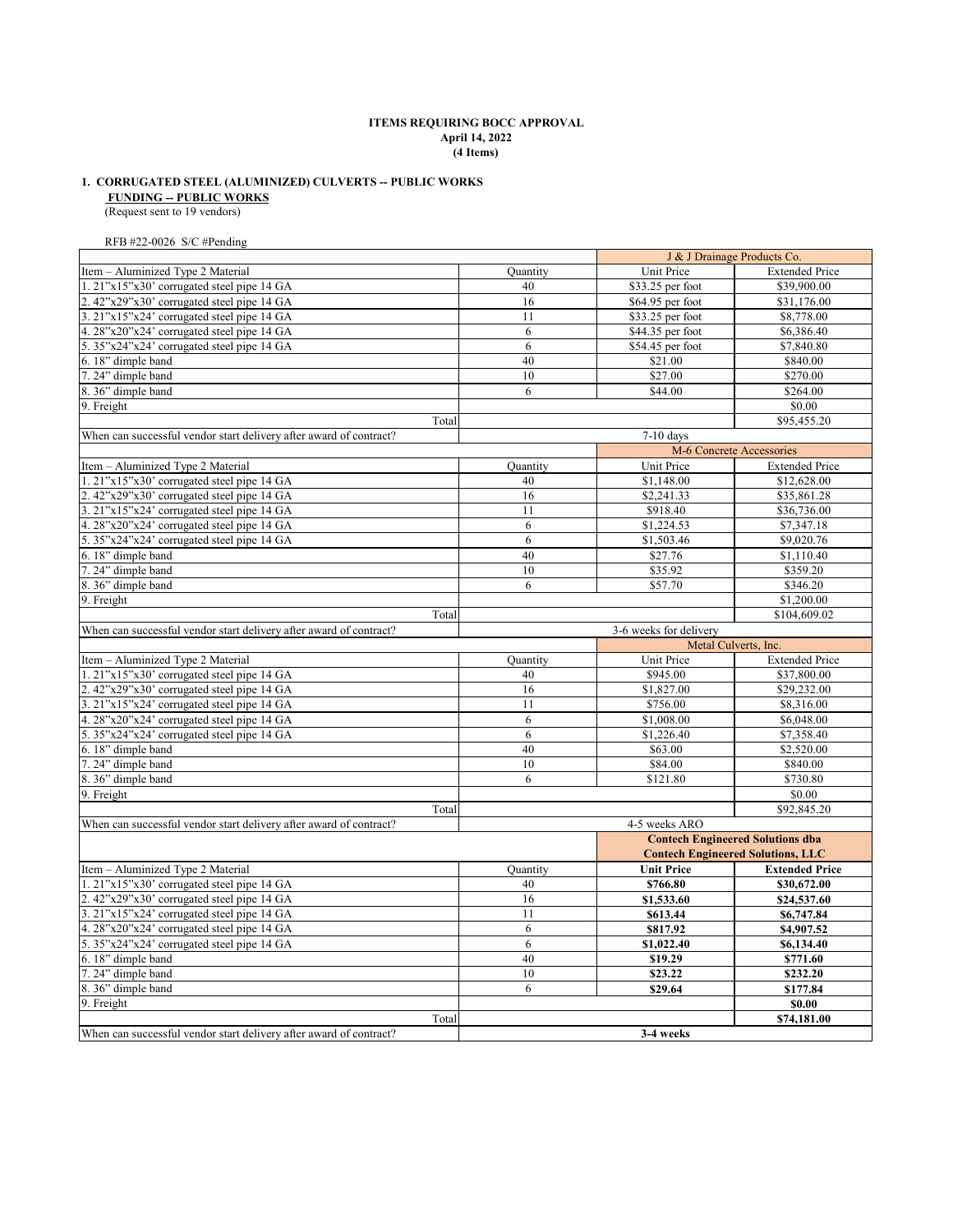**ITEMS REQUIRING BOCC APPROVAL**
**April 14, 2022**
**(4 Items)**

**1. CORRUGATED STEEL (ALUMINIZED) CULVERTS -- PUBLIC WORKS**
**FUNDING -- PUBLIC WORKS**
(Request sent to 19 vendors)

RFB #22-0026 S/C #Pending

| | | J & J Drainage Products Co. | |
|---|---|---|---|
| Item – Aluminized Type 2 Material | Quantity | Unit Price | Extended Price |
| 1. 21"x15"x30' corrugated steel pipe 14 GA | 40 | $33.25 per foot | $39,900.00 |
| 2. 42"x29"x30' corrugated steel pipe 14 GA | 16 | $64.95 per foot | $31,176.00 |
| 3. 21"x15"x24' corrugated steel pipe 14 GA | 11 | $33.25 per foot | $8,778.00 |
| 4. 28"x20"x24' corrugated steel pipe 14 GA | 6 | $44.35 per foot | $6,386.40 |
| 5. 35"x24"x24' corrugated steel pipe 14 GA | 6 | $54.45 per foot | $7,840.80 |
| 6. 18" dimple band | 40 | $21.00 | $840.00 |
| 7. 24" dimple band | 10 | $27.00 | $270.00 |
| 8. 36" dimple band | 6 | $44.00 | $264.00 |
| 9. Freight | | | $0.00 |
| Total | | | $95,455.20 |
| When can successful vendor start delivery after award of contract? | 7-10 days | | |
| | | M-6 Concrete Accessories | |
| Item – Aluminized Type 2 Material | Quantity | Unit Price | Extended Price |
| 1. 21"x15"x30' corrugated steel pipe 14 GA | 40 | $1,148.00 | $12,628.00 |
| 2. 42"x29"x30' corrugated steel pipe 14 GA | 16 | $2,241.33 | $35,861.28 |
| 3. 21"x15"x24' corrugated steel pipe 14 GA | 11 | $918.40 | $36,736.00 |
| 4. 28"x20"x24' corrugated steel pipe 14 GA | 6 | $1,224.53 | $7,347.18 |
| 5. 35"x24"x24' corrugated steel pipe 14 GA | 6 | $1,503.46 | $9,020.76 |
| 6. 18" dimple band | 40 | $27.76 | $1,110.40 |
| 7. 24" dimple band | 10 | $35.92 | $359.20 |
| 8. 36" dimple band | 6 | $57.70 | $346.20 |
| 9. Freight | | | $1,200.00 |
| Total | | | $104,609.02 |
| When can successful vendor start delivery after award of contract? | 3-6 weeks for delivery | | |
| | | Metal Culverts, Inc. | |
| Item – Aluminized Type 2 Material | Quantity | Unit Price | Extended Price |
| 1. 21"x15"x30' corrugated steel pipe 14 GA | 40 | $945.00 | $37,800.00 |
| 2. 42"x29"x30' corrugated steel pipe 14 GA | 16 | $1,827.00 | $29,232.00 |
| 3. 21"x15"x24' corrugated steel pipe 14 GA | 11 | $756.00 | $8,316.00 |
| 4. 28"x20"x24' corrugated steel pipe 14 GA | 6 | $1,008.00 | $6,048.00 |
| 5. 35"x24"x24' corrugated steel pipe 14 GA | 6 | $1,226.40 | $7,358.40 |
| 6. 18" dimple band | 40 | $63.00 | $2,520.00 |
| 7. 24" dimple band | 10 | $84.00 | $840.00 |
| 8. 36" dimple band | 6 | $121.80 | $730.80 |
| 9. Freight | | | $0.00 |
| Total | | | $92,845.20 |
| When can successful vendor start delivery after award of contract? | 4-5 weeks ARO | | |
| | | **Contech Engineered Solutions dba Contech Engineered Solutions, LLC** | |
| Item – Aluminized Type 2 Material | Quantity | **Unit Price** | **Extended Price** |
| 1. 21"x15"x30' corrugated steel pipe 14 GA | 40 | **$766.80** | **$30,672.00** |
| 2. 42"x29"x30' corrugated steel pipe 14 GA | 16 | **$1,533.60** | **$24,537.60** |
| 3. 21"x15"x24' corrugated steel pipe 14 GA | 11 | **$613.44** | **$6,747.84** |
| 4. 28"x20"x24' corrugated steel pipe 14 GA | 6 | **$817.92** | **$4,907.52** |
| 5. 35"x24"x24' corrugated steel pipe 14 GA | 6 | **$1,022.40** | **$6,134.40** |
| 6. 18" dimple band | 40 | **$19.29** | **$771.60** |
| 7. 24" dimple band | 10 | **$23.22** | **$232.20** |
| 8. 36" dimple band | 6 | **$29.64** | **$177.84** |
| 9. Freight | | | **$0.00** |
| Total | | | **$74,181.00** |
| When can successful vendor start delivery after award of contract? | **3-4 weeks** | | |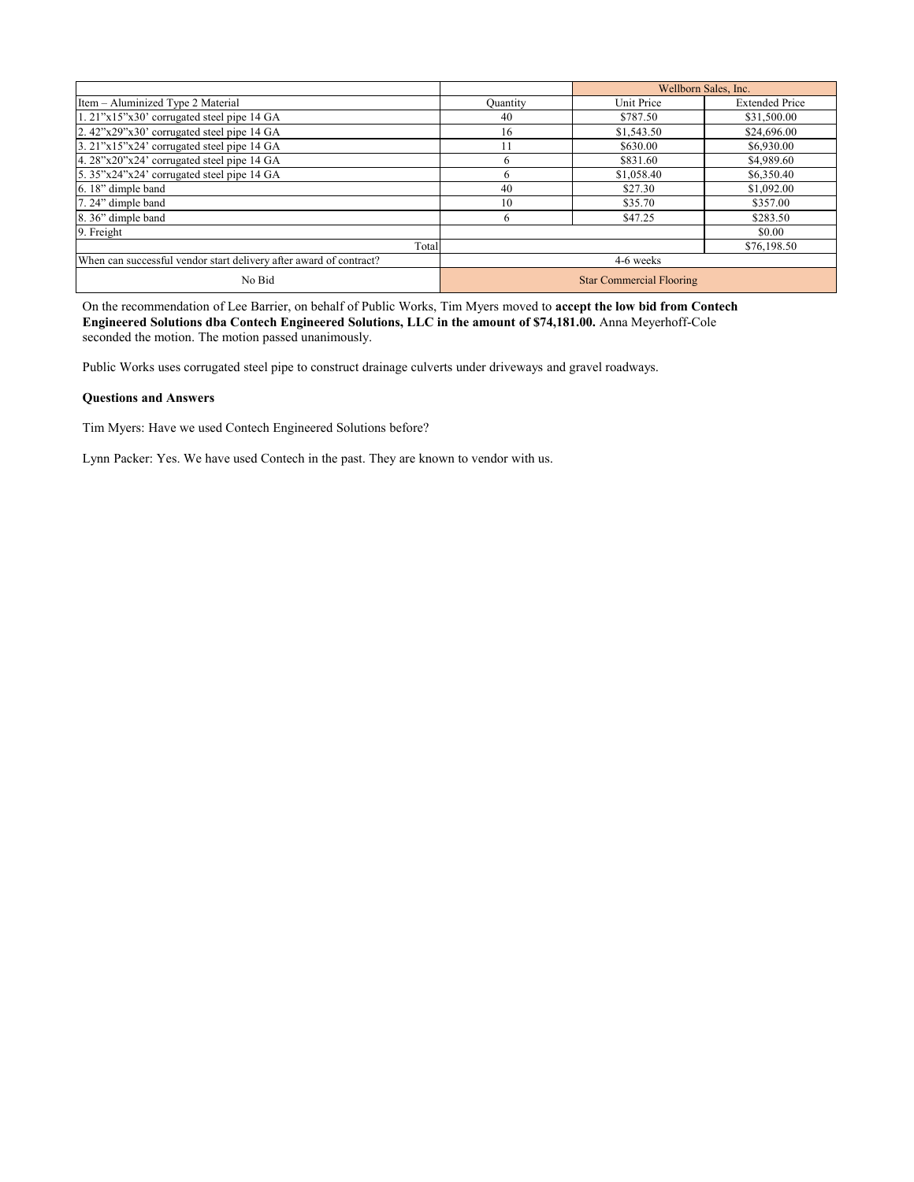| | | Wellborn Sales, Inc. | |
|---|---|---|---|
| Item – Aluminized Type 2 Material | Quantity | Unit Price | Extended Price |
| 1. 21"x15"x30' corrugated steel pipe 14 GA | 40 | $787.50 | $31,500.00 |
| 2. 42"x29"x30' corrugated steel pipe 14 GA | 16 | $1,543.50 | $24,696.00 |
| 3. 21"x15"x24' corrugated steel pipe 14 GA | 11 | $630.00 | $6,930.00 |
| 4. 28"x20"x24' corrugated steel pipe 14 GA | 6 | $831.60 | $4,989.60 |
| 5. 35"x24"x24' corrugated steel pipe 14 GA | 6 | $1,058.40 | $6,350.40 |
| 6. 18" dimple band | 40 | $27.30 | $1,092.00 |
| 7. 24" dimple band | 10 | $35.70 | $357.00 |
| 8. 36" dimple band | 6 | $47.25 | $283.50 |
| 9. Freight | | | $0.00 |
| Total | | | $76,198.50 |
| When can successful vendor start delivery after award of contract? | 4-6 weeks | | |
| No Bid | Star Commercial Flooring | | |

On the recommendation of Lee Barrier, on behalf of Public Works, Tim Myers moved to **accept the low bid from Contech Engineered Solutions dba Contech Engineered Solutions, LLC in the amount of $74,181.00.** Anna Meyerhoff-Cole seconded the motion. The motion passed unanimously.

Public Works uses corrugated steel pipe to construct drainage culverts under driveways and gravel roadways.

**Questions and Answers**

Tim Myers: Have we used Contech Engineered Solutions before?

Lynn Packer: Yes. We have used Contech in the past. They are known to vendor with us.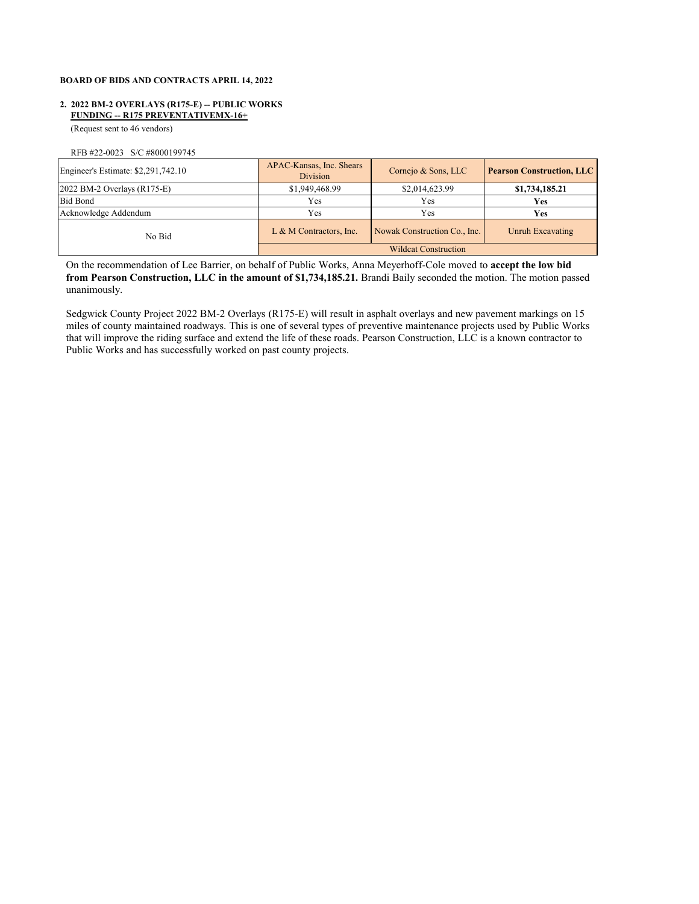**BOARD OF BIDS AND CONTRACTS APRIL 14, 2022**

**2. 2022 BM-2 OVERLAYS (R175-E) -- PUBLIC WORKS**
**FUNDING -- R175 PREVENTATIVEMX-16+**
(Request sent to 46 vendors)

RFB #22-0023 S/C #8000199745

| Engineer's Estimate: $2,291,742.10 | APAC-Kansas, Inc. Shears Division | Cornejo & Sons, LLC | **Pearson Construction, LLC** |
|---|---|---|---|
| 2022 BM-2 Overlays (R175-E) | $1,949,468.99 | $2,014,623.99 | **$1,734,185.21** |
| Bid Bond | Yes | Yes | **Yes** |
| Acknowledge Addendum | Yes | Yes | **Yes** |
| No Bid | L & M Contractors, Inc. | Nowak Construction Co., Inc. | Unruh Excavating |
| | | Wildcat Construction | |

On the recommendation of Lee Barrier, on behalf of Public Works, Anna Meyerhoff-Cole moved to **accept the low bid from Pearson Construction, LLC in the amount of $1,734,185.21.** Brandi Baily seconded the motion. The motion passed unanimously.

Sedgwick County Project 2022 BM-2 Overlays (R175-E) will result in asphalt overlays and new pavement markings on 15 miles of county maintained roadways. This is one of several types of preventive maintenance projects used by Public Works that will improve the riding surface and extend the life of these roads. Pearson Construction, LLC is a known contractor to Public Works and has successfully worked on past county projects.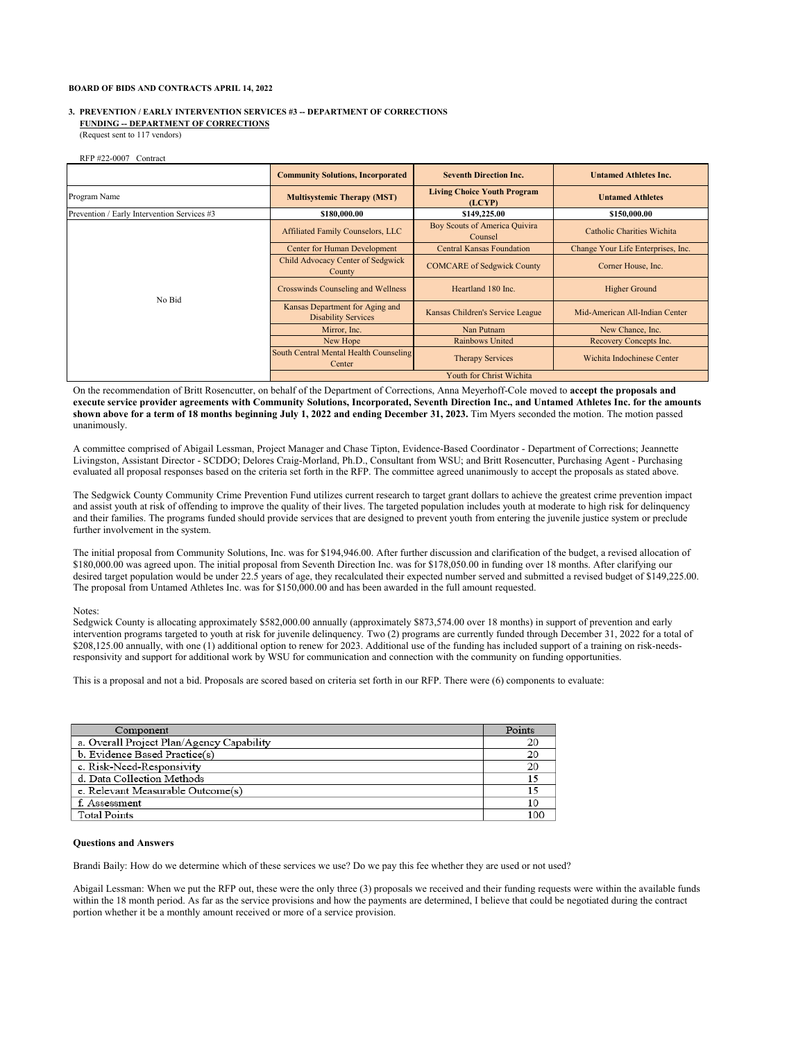**BOARD OF BIDS AND CONTRACTS APRIL 14, 2022**

**3. PREVENTION / EARLY INTERVENTION SERVICES #3 -- DEPARTMENT OF CORRECTIONS**
**FUNDING -- DEPARTMENT OF CORRECTIONS**
(Request sent to 117 vendors)

RFP #22-0007 Contract

| | Community Solutions, Incorporated | Seventh Direction Inc. | Untamed Athletes Inc. |
|---|---|---|---|
| Program Name | **Multisystemic Therapy (MST)** | **Living Choice Youth Program (LCYP)** | **Untamed Athletes** |
| Prevention / Early Intervention Services #3 | **$180,000.00** | **$149,225.00** | **$150,000.00** |
| No Bid | Affiliated Family Counselors, LLC | Boy Scouts of America Quivira Counsel | Catholic Charities Wichita |
| | Center for Human Development | Central Kansas Foundation | Change Your Life Enterprises, Inc. |
| | Child Advocacy Center of Sedgwick County | COMCARE of Sedgwick County | Corner House, Inc. |
| | Crosswinds Counseling and Wellness | Heartland 180 Inc. | Higher Ground |
| | Kansas Department for Aging and Disability Services | Kansas Children's Service League | Mid-American All-Indian Center |
| | Mirror, Inc. | Nan Putnam | New Chance, Inc. |
| | New Hope | Rainbows United | Recovery Concepts Inc. |
| | South Central Mental Health Counseling Center | Therapy Services | Wichita Indochinese Center |
| | Youth for Christ Wichita | | |

On the recommendation of Britt Rosencutter, on behalf of the Department of Corrections, Anna Meyerhoff-Cole moved to **accept the proposals and execute service provider agreements with Community Solutions, Incorporated, Seventh Direction Inc., and Untamed Athletes Inc. for the amounts shown above for a term of 18 months beginning July 1, 2022 and ending December 31, 2023.** Tim Myers seconded the motion. The motion passed unanimously.

A committee comprised of Abigail Lessman, Project Manager and Chase Tipton, Evidence-Based Coordinator - Department of Corrections; Jeannette Livingston, Assistant Director - SCDDO; Delores Craig-Morland, Ph.D., Consultant from WSU; and Britt Rosencutter, Purchasing Agent - Purchasing evaluated all proposal responses based on the criteria set forth in the RFP. The committee agreed unanimously to accept the proposals as stated above.

The Sedgwick County Community Crime Prevention Fund utilizes current research to target grant dollars to achieve the greatest crime prevention impact and assist youth at risk of offending to improve the quality of their lives. The targeted population includes youth at moderate to high risk for delinquency and their families. The programs funded should provide services that are designed to prevent youth from entering the juvenile justice system or preclude further involvement in the system.

The initial proposal from Community Solutions, Inc. was for $194,946.00. After further discussion and clarification of the budget, a revised allocation of $180,000.00 was agreed upon. The initial proposal from Seventh Direction Inc. was for $178,050.00 in funding over 18 months. After clarifying our desired target population would be under 22.5 years of age, they recalculated their expected number served and submitted a revised budget of $149,225.00. The proposal from Untamed Athletes Inc. was for $150,000.00 and has been awarded in the full amount requested.

Notes:
Sedgwick County is allocating approximately $582,000.00 annually (approximately $873,574.00 over 18 months) in support of prevention and early intervention programs targeted to youth at risk for juvenile delinquency. Two (2) programs are currently funded through December 31, 2022 for a total of $208,125.00 annually, with one (1) additional option to renew for 2023. Additional use of the funding has included support of a training on risk-needs-responsivity and support for additional work by WSU for communication and connection with the community on funding opportunities.

This is a proposal and not a bid. Proposals are scored based on criteria set forth in our RFP. There were (6) components to evaluate:

| Component | Points |
|---|---|
| a. Overall Project Plan/Agency Capability | 20 |
| b. Evidence Based Practice(s) | 20 |
| c. Risk-Need-Responsivity | 20 |
| d. Data Collection Methods | 15 |
| e. Relevant Measurable Outcome(s) | 15 |
| f. Assessment | 10 |
| Total Points | 100 |

**Questions and Answers**

Brandi Baily: How do we determine which of these services we use? Do we pay this fee whether they are used or not used?

Abigail Lessman: When we put the RFP out, these were the only three (3) proposals we received and their funding requests were within the available funds within the 18 month period. As far as the service provisions and how the payments are determined, I believe that could be negotiated during the contract portion whether it be a monthly amount received or more of a service provision.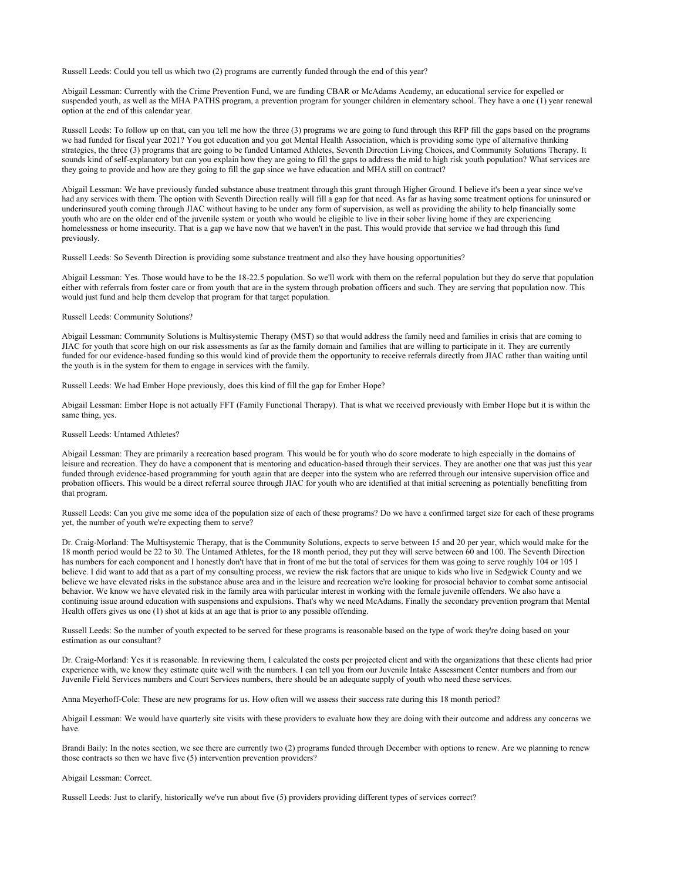Russell Leeds: Could you tell us which two (2) programs are currently funded through the end of this year?

Abigail Lessman: Currently with the Crime Prevention Fund, we are funding CBAR or McAdams Academy, an educational service for expelled or suspended youth, as well as the MHA PATHS program, a prevention program for younger children in elementary school. They have a one (1) year renewal option at the end of this calendar year.

Russell Leeds: To follow up on that, can you tell me how the three (3) programs we are going to fund through this RFP fill the gaps based on the programs we had funded for fiscal year 2021? You got education and you got Mental Health Association, which is providing some type of alternative thinking strategies, the three (3) programs that are going to be funded Untamed Athletes, Seventh Direction Living Choices, and Community Solutions Therapy. It sounds kind of self-explanatory but can you explain how they are going to fill the gaps to address the mid to high risk youth population? What services are they going to provide and how are they going to fill the gap since we have education and MHA still on contract?

Abigail Lessman: We have previously funded substance abuse treatment through this grant through Higher Ground. I believe it's been a year since we've had any services with them. The option with Seventh Direction really will fill a gap for that need. As far as having some treatment options for uninsured or underinsured youth coming through JIAC without having to be under any form of supervision, as well as providing the ability to help financially some youth who are on the older end of the juvenile system or youth who would be eligible to live in their sober living home if they are experiencing homelessness or home insecurity. That is a gap we have now that we haven't in the past. This would provide that service we had through this fund previously.

Russell Leeds: So Seventh Direction is providing some substance treatment and also they have housing opportunities?

Abigail Lessman: Yes. Those would have to be the 18-22.5 population. So we'll work with them on the referral population but they do serve that population either with referrals from foster care or from youth that are in the system through probation officers and such. They are serving that population now. This would just fund and help them develop that program for that target population.

Russell Leeds: Community Solutions?

Abigail Lessman: Community Solutions is Multisystemic Therapy (MST) so that would address the family need and families in crisis that are coming to JIAC for youth that score high on our risk assessments as far as the family domain and families that are willing to participate in it. They are currently funded for our evidence-based funding so this would kind of provide them the opportunity to receive referrals directly from JIAC rather than waiting until the youth is in the system for them to engage in services with the family.

Russell Leeds: We had Ember Hope previously, does this kind of fill the gap for Ember Hope?

Abigail Lessman: Ember Hope is not actually FFT (Family Functional Therapy). That is what we received previously with Ember Hope but it is within the same thing, yes.

Russell Leeds: Untamed Athletes?

Abigail Lessman: They are primarily a recreation based program. This would be for youth who do score moderate to high especially in the domains of leisure and recreation. They do have a component that is mentoring and education-based through their services. They are another one that was just this year funded through evidence-based programming for youth again that are deeper into the system who are referred through our intensive supervision office and probation officers. This would be a direct referral source through JIAC for youth who are identified at that initial screening as potentially benefitting from that program.

Russell Leeds: Can you give me some idea of the population size of each of these programs? Do we have a confirmed target size for each of these programs yet, the number of youth we're expecting them to serve?

Dr. Craig-Morland: The Multisystemic Therapy, that is the Community Solutions, expects to serve between 15 and 20 per year, which would make for the 18 month period would be 22 to 30. The Untamed Athletes, for the 18 month period, they put they will serve between 60 and 100. The Seventh Direction has numbers for each component and I honestly don't have that in front of me but the total of services for them was going to serve roughly 104 or 105 I believe. I did want to add that as a part of my consulting process, we review the risk factors that are unique to kids who live in Sedgwick County and we believe we have elevated risks in the substance abuse area and in the leisure and recreation we're looking for prosocial behavior to combat some antisocial behavior. We know we have elevated risk in the family area with particular interest in working with the female juvenile offenders. We also have a continuing issue around education with suspensions and expulsions. That's why we need McAdams. Finally the secondary prevention program that Mental Health offers gives us one (1) shot at kids at an age that is prior to any possible offending.

Russell Leeds: So the number of youth expected to be served for these programs is reasonable based on the type of work they're doing based on your estimation as our consultant?

Dr. Craig-Morland: Yes it is reasonable. In reviewing them, I calculated the costs per projected client and with the organizations that these clients had prior experience with, we know they estimate quite well with the numbers. I can tell you from our Juvenile Intake Assessment Center numbers and from our Juvenile Field Services numbers and Court Services numbers, there should be an adequate supply of youth who need these services.

Anna Meyerhoff-Cole: These are new programs for us. How often will we assess their success rate during this 18 month period?

Abigail Lessman: We would have quarterly site visits with these providers to evaluate how they are doing with their outcome and address any concerns we have.

Brandi Baily: In the notes section, we see there are currently two (2) programs funded through December with options to renew. Are we planning to renew those contracts so then we have five (5) intervention prevention providers?

Abigail Lessman: Correct.

Russell Leeds: Just to clarify, historically we've run about five (5) providers providing different types of services correct?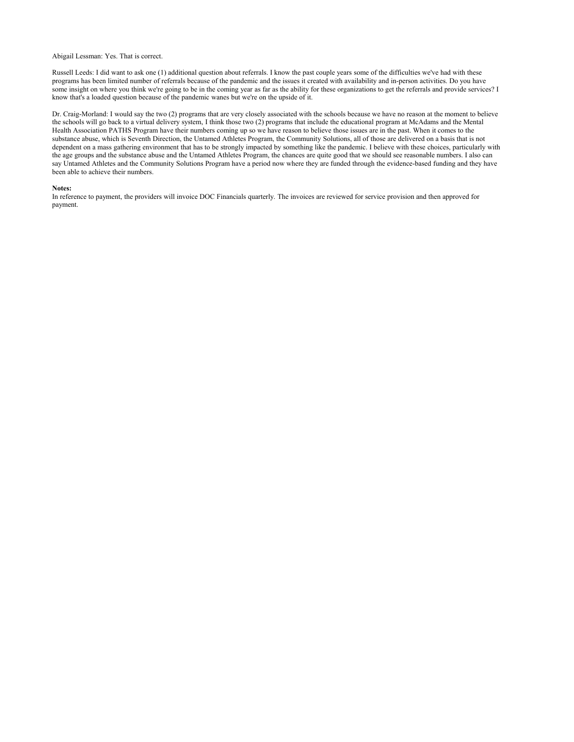Abigail Lessman: Yes. That is correct.

Russell Leeds: I did want to ask one (1) additional question about referrals. I know the past couple years some of the difficulties we've had with these programs has been limited number of referrals because of the pandemic and the issues it created with availability and in-person activities. Do you have some insight on where you think we're going to be in the coming year as far as the ability for these organizations to get the referrals and provide services? I know that's a loaded question because of the pandemic wanes but we're on the upside of it.

Dr. Craig-Morland: I would say the two (2) programs that are very closely associated with the schools because we have no reason at the moment to believe the schools will go back to a virtual delivery system, I think those two (2) programs that include the educational program at McAdams and the Mental Health Association PATHS Program have their numbers coming up so we have reason to believe those issues are in the past. When it comes to the substance abuse, which is Seventh Direction, the Untamed Athletes Program, the Community Solutions, all of those are delivered on a basis that is not dependent on a mass gathering environment that has to be strongly impacted by something like the pandemic. I believe with these choices, particularly with the age groups and the substance abuse and the Untamed Athletes Program, the chances are quite good that we should see reasonable numbers. I also can say Untamed Athletes and the Community Solutions Program have a period now where they are funded through the evidence-based funding and they have been able to achieve their numbers.

**Notes:**
In reference to payment, the providers will invoice DOC Financials quarterly. The invoices are reviewed for service provision and then approved for payment.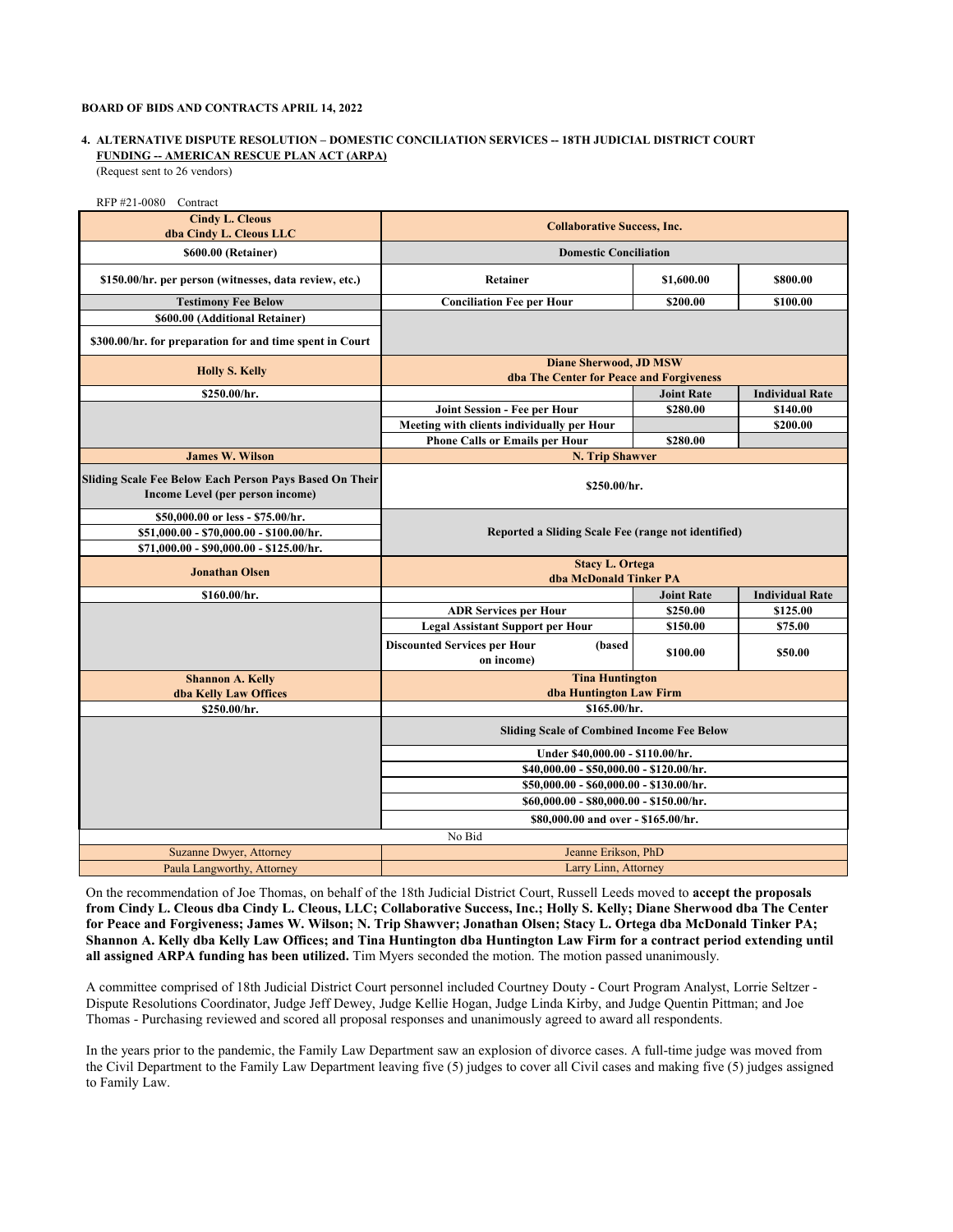**BOARD OF BIDS AND CONTRACTS APRIL 14, 2022**

**4. ALTERNATIVE DISPUTE RESOLUTION – DOMESTIC CONCILIATION SERVICES -- 18TH JUDICIAL DISTRICT COURT**
**FUNDING -- AMERICAN RESCUE PLAN ACT (ARPA)**
(Request sent to 26 vendors)

RFP #21-0080 Contract

| **Cindy L. Cleous dba Cindy L. Cleous LLC** | **Collaborative Success, Inc.** | | |
|---|---|---|---|
| **$600.00 (Retainer)** | **Domestic Conciliation** | | |
| **$150.00/hr. per person (witnesses, data review, etc.)** | **Retainer** | **$1,600.00** | **$800.00** |
| **Testimony Fee Below** | **Conciliation Fee per Hour** | **$200.00** | **$100.00** |
| **$600.00 (Additional Retainer)** | | | |
| **$300.00/hr. for preparation for and time spent in Court** | | | |
| **Holly S. Kelly** | **Diane Sherwood, JD MSW dba The Center for Peace and Forgiveness** | | |
| **$250.00/hr.** | | **Joint Rate** | **Individual Rate** |
| | **Joint Session - Fee per Hour** | **$280.00** | **$140.00** |
| | **Meeting with clients individually per Hour** | | **$200.00** |
| | **Phone Calls or Emails per Hour** | **$280.00** | |
| **James W. Wilson** | **N. Trip Shawver** | | |
| **Sliding Scale Fee Below Each Person Pays Based On Their Income Level (per person income)** | **$250.00/hr.** | | |
| **$50,000.00 or less - $75.00/hr.**<br>**$51,000.00 - $70,000.00 - $100.00/hr.**<br>**$71,000.00 - $90,000.00 - $125.00/hr.** | **Reported a Sliding Scale Fee (range not identified)** | | |
| **Jonathan Olsen** | **Stacy L. Ortega dba McDonald Tinker PA** | | |
| **$160.00/hr.** | | **Joint Rate** | **Individual Rate** |
| | **ADR Services per Hour** | **$250.00** | **$125.00** |
| | **Legal Assistant Support per Hour** | **$150.00** | **$75.00** |
| | **Discounted Services per Hour (based on income)** | **$100.00** | **$50.00** |
| **Shannon A. Kelly dba Kelly Law Offices** | **Tina Huntington dba Huntington Law Firm** | | |
| **$250.00/hr.** | **$165.00/hr.** | | |
| | **Sliding Scale of Combined Income Fee Below** | | |
| | **Under $40,000.00 - $110.00/hr.** | | |
| | **$40,000.00 - $50,000.00 - $120.00/hr.** | | |
| | **$50,000.00 - $60,000.00 - $130.00/hr.** | | |
| | **$60,000.00 - $80,000.00 - $150.00/hr.** | | |
| | **$80,000.00 and over - $165.00/hr.** | | |
| No Bid | | | |
| Suzanne Dwyer, Attorney | Jeanne Erikson, PhD | | |
| Paula Langworthy, Attorney | Larry Linn, Attorney | | |

On the recommendation of Joe Thomas, on behalf of the 18th Judicial District Court, Russell Leeds moved to **accept the proposals from Cindy L. Cleous dba Cindy L. Cleous, LLC; Collaborative Success, Inc.; Holly S. Kelly; Diane Sherwood dba The Center for Peace and Forgiveness; James W. Wilson; N. Trip Shawver; Jonathan Olsen; Stacy L. Ortega dba McDonald Tinker PA; Shannon A. Kelly dba Kelly Law Offices; and Tina Huntington dba Huntington Law Firm for a contract period extending until all assigned ARPA funding has been utilized.** Tim Myers seconded the motion. The motion passed unanimously.

A committee comprised of 18th Judicial District Court personnel included Courtney Douty - Court Program Analyst, Lorrie Seltzer - Dispute Resolutions Coordinator, Judge Jeff Dewey, Judge Kellie Hogan, Judge Linda Kirby, and Judge Quentin Pittman; and Joe Thomas - Purchasing reviewed and scored all proposal responses and unanimously agreed to award all respondents.

In the years prior to the pandemic, the Family Law Department saw an explosion of divorce cases. A full-time judge was moved from the Civil Department to the Family Law Department leaving five (5) judges to cover all Civil cases and making five (5) judges assigned to Family Law.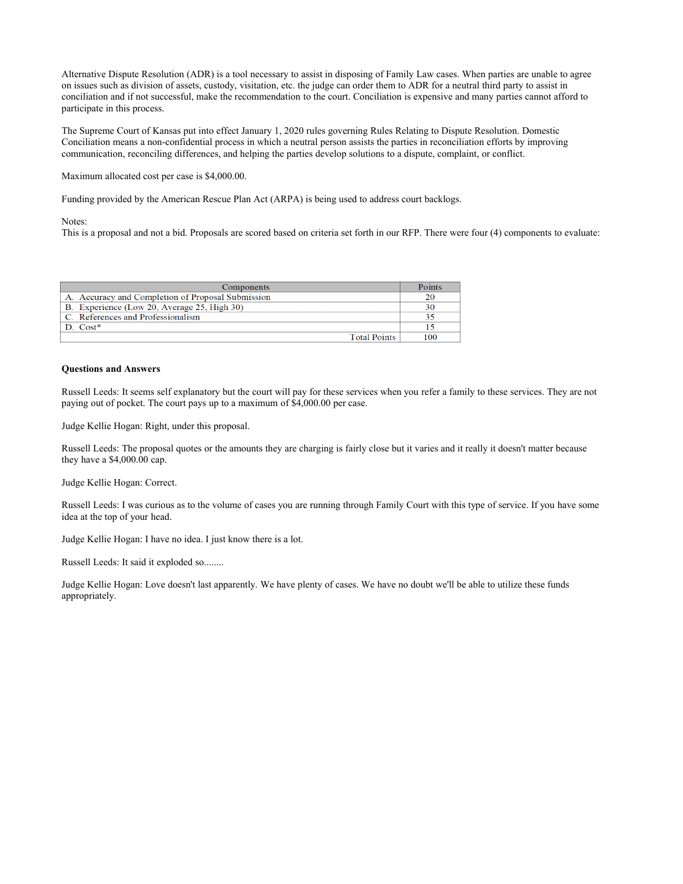Alternative Dispute Resolution (ADR) is a tool necessary to assist in disposing of Family Law cases. When parties are unable to agree on issues such as division of assets, custody, visitation, etc. the judge can order them to ADR for a neutral third party to assist in conciliation and if not successful, make the recommendation to the court. Conciliation is expensive and many parties cannot afford to participate in this process.

The Supreme Court of Kansas put into effect January 1, 2020 rules governing Rules Relating to Dispute Resolution. Domestic Conciliation means a non-confidential process in which a neutral person assists the parties in reconciliation efforts by improving communication, reconciling differences, and helping the parties develop solutions to a dispute, complaint, or conflict.

Maximum allocated cost per case is $4,000.00.

Funding provided by the American Rescue Plan Act (ARPA) is being used to address court backlogs.

Notes:
This is a proposal and not a bid. Proposals are scored based on criteria set forth in our RFP. There were four (4) components to evaluate:

| Components | Points |
|---|---|
| A. Accuracy and Completion of Proposal Submission | 20 |
| B. Experience (Low 20, Average 25, High 30) | 30 |
| C. References and Professionalism | 35 |
| D. Cost* | 15 |
| Total Points | 100 |

**Questions and Answers**

Russell Leeds: It seems self explanatory but the court will pay for these services when you refer a family to these services. They are not paying out of pocket. The court pays up to a maximum of $4,000.00 per case.

Judge Kellie Hogan: Right, under this proposal.

Russell Leeds: The proposal quotes or the amounts they are charging is fairly close but it varies and it really it doesn't matter because they have a $4,000.00 cap.

Judge Kellie Hogan: Correct.

Russell Leeds: I was curious as to the volume of cases you are running through Family Court with this type of service. If you have some idea at the top of your head.

Judge Kellie Hogan: I have no idea. I just know there is a lot.

Russell Leeds: It said it exploded so........

Judge Kellie Hogan: Love doesn't last apparently. We have plenty of cases. We have no doubt we'll be able to utilize these funds appropriately.